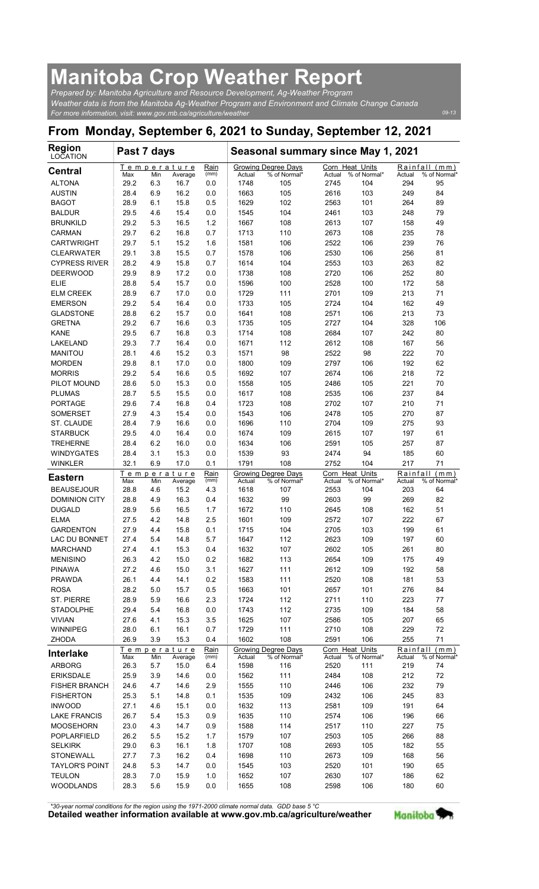# Manitoba Crop Weather Report

*Prepared by: Manitoba Agriculture and Resource Development, Ag-Weather Program*
*Weather data is from the Manitoba Ag-Weather Program and Environment and Climate Change Canada*
*For more information, visit: www.gov.mb.ca/agriculture/weather*

09-13

## From Monday, September 6, 2021 to Sunday, September 12, 2021

| Region LOCATION | Past 7 days | | | | Seasonal summary since May 1, 2021 | | | | | |
|---|---|---|---|---|---|---|---|---|---|---|
| **Central** | Temperature | | | Rain | Growing Degree Days | | Corn Heat Units | | Rainfall (mm) | |
| | Max | Min | Average | (mm) | Actual | % of Normal* | Actual | % of Normal* | Actual | % of Normal* |
| ALTONA | 29.2 | 6.3 | 16.7 | 0.0 | 1748 | 105 | 2745 | 104 | 294 | 95 |
| AUSTIN | 28.4 | 6.9 | 16.2 | 0.0 | 1663 | 105 | 2616 | 103 | 249 | 84 |
| BAGOT | 28.9 | 6.1 | 15.8 | 0.5 | 1629 | 102 | 2563 | 101 | 264 | 89 |
| BALDUR | 29.5 | 4.6 | 15.4 | 0.0 | 1545 | 104 | 2461 | 103 | 248 | 79 |
| BRUNKILD | 29.2 | 5.3 | 16.5 | 1.2 | 1667 | 108 | 2613 | 107 | 158 | 49 |
| CARMAN | 29.7 | 6.2 | 16.8 | 0.7 | 1713 | 110 | 2673 | 108 | 235 | 78 |
| CARTWRIGHT | 29.7 | 5.1 | 15.2 | 1.6 | 1581 | 106 | 2522 | 106 | 239 | 76 |
| CLEARWATER | 29.1 | 3.8 | 15.5 | 0.7 | 1578 | 106 | 2530 | 106 | 256 | 81 |
| CYPRESS RIVER | 28.2 | 4.9 | 15.8 | 0.7 | 1614 | 104 | 2553 | 103 | 263 | 82 |
| DEERWOOD | 29.9 | 8.9 | 17.2 | 0.0 | 1738 | 108 | 2720 | 106 | 252 | 80 |
| ELIE | 28.8 | 5.4 | 15.7 | 0.0 | 1596 | 100 | 2528 | 100 | 172 | 58 |
| ELM CREEK | 28.9 | 6.7 | 17.0 | 0.0 | 1729 | 111 | 2701 | 109 | 213 | 71 |
| EMERSON | 29.2 | 5.4 | 16.4 | 0.0 | 1733 | 105 | 2724 | 104 | 162 | 49 |
| GLADSTONE | 28.8 | 6.2 | 15.7 | 0.0 | 1641 | 108 | 2571 | 106 | 213 | 73 |
| GRETNA | 29.2 | 6.7 | 16.6 | 0.3 | 1735 | 105 | 2727 | 104 | 328 | 106 |
| KANE | 29.5 | 6.7 | 16.8 | 0.3 | 1714 | 108 | 2684 | 107 | 242 | 80 |
| LAKELAND | 29.3 | 7.7 | 16.4 | 0.0 | 1671 | 112 | 2612 | 108 | 167 | 56 |
| MANITOU | 28.1 | 4.6 | 15.2 | 0.3 | 1571 | 98 | 2522 | 98 | 222 | 70 |
| MORDEN | 29.8 | 8.1 | 17.0 | 0.0 | 1800 | 109 | 2797 | 106 | 192 | 62 |
| MORRIS | 29.2 | 5.4 | 16.6 | 0.5 | 1692 | 107 | 2674 | 106 | 218 | 72 |
| PILOT MOUND | 28.6 | 5.0 | 15.3 | 0.0 | 1558 | 105 | 2486 | 105 | 221 | 70 |
| PLUMAS | 28.7 | 5.5 | 15.5 | 0.0 | 1617 | 108 | 2535 | 106 | 237 | 84 |
| PORTAGE | 29.6 | 7.4 | 16.8 | 0.4 | 1723 | 108 | 2702 | 107 | 210 | 71 |
| SOMERSET | 27.9 | 4.3 | 15.4 | 0.0 | 1543 | 106 | 2478 | 105 | 270 | 87 |
| ST. CLAUDE | 28.4 | 7.9 | 16.6 | 0.0 | 1696 | 110 | 2704 | 109 | 275 | 93 |
| STARBUCK | 29.5 | 4.0 | 16.4 | 0.0 | 1674 | 109 | 2615 | 107 | 197 | 61 |
| TREHERNE | 28.4 | 6.2 | 16.0 | 0.0 | 1634 | 106 | 2591 | 105 | 257 | 87 |
| WINDYGATES | 28.4 | 3.1 | 15.3 | 0.0 | 1539 | 93 | 2474 | 94 | 185 | 60 |
| WINKLER | 32.1 | 6.9 | 17.0 | 0.1 | 1791 | 108 | 2752 | 104 | 217 | 71 |
| **Eastern** | Temperature | | | Rain | Growing Degree Days | | Corn Heat Units | | Rainfall (mm) | |
| | Max | Min | Average | (mm) | Actual | % of Normal* | Actual | % of Normal* | Actual | % of Normal* |
| BEAUSEJOUR | 28.8 | 4.6 | 15.2 | 4.3 | 1618 | 107 | 2553 | 104 | 203 | 64 |
| DOMINION CITY | 28.8 | 4.9 | 16.3 | 0.4 | 1632 | 99 | 2603 | 99 | 269 | 82 |
| DUGALD | 28.9 | 5.6 | 16.5 | 1.7 | 1672 | 110 | 2645 | 108 | 162 | 51 |
| ELMA | 27.5 | 4.2 | 14.8 | 2.5 | 1601 | 109 | 2572 | 107 | 222 | 67 |
| GARDENTON | 27.9 | 4.4 | 15.8 | 0.1 | 1715 | 104 | 2705 | 103 | 199 | 61 |
| LAC DU BONNET | 27.4 | 5.4 | 14.8 | 5.7 | 1647 | 112 | 2623 | 109 | 197 | 60 |
| MARCHAND | 27.4 | 4.1 | 15.3 | 0.4 | 1632 | 107 | 2602 | 105 | 261 | 80 |
| MENISINO | 26.3 | 4.2 | 15.0 | 0.2 | 1682 | 113 | 2654 | 109 | 175 | 49 |
| PINAWA | 27.2 | 4.6 | 15.0 | 3.1 | 1627 | 111 | 2612 | 109 | 192 | 58 |
| PRAWDA | 26.1 | 4.4 | 14.1 | 0.2 | 1583 | 111 | 2520 | 108 | 181 | 53 |
| ROSA | 28.2 | 5.0 | 15.7 | 0.5 | 1663 | 101 | 2657 | 101 | 276 | 84 |
| ST. PIERRE | 28.9 | 5.9 | 16.6 | 2.3 | 1724 | 112 | 2711 | 110 | 223 | 77 |
| STADOLPHE | 29.4 | 5.4 | 16.8 | 0.0 | 1743 | 112 | 2735 | 109 | 184 | 58 |
| VIVIAN | 27.6 | 4.1 | 15.3 | 3.5 | 1625 | 107 | 2586 | 105 | 207 | 65 |
| WINNIPEG | 28.0 | 6.1 | 16.1 | 0.7 | 1729 | 111 | 2710 | 108 | 229 | 72 |
| ZHODA | 26.9 | 3.9 | 15.3 | 0.4 | 1602 | 108 | 2591 | 106 | 255 | 71 |
| **Interlake** | Temperature | | | Rain | Growing Degree Days | | Corn Heat Units | | Rainfall (mm) | |
| | Max | Min | Average | (mm) | Actual | % of Normal* | Actual | % of Normal* | Actual | % of Normal* |
| ARBORG | 26.3 | 5.7 | 15.0 | 6.4 | 1598 | 116 | 2520 | 111 | 219 | 74 |
| ERIKSDALE | 25.9 | 3.9 | 14.6 | 0.0 | 1562 | 111 | 2484 | 108 | 212 | 72 |
| FISHER BRANCH | 24.6 | 4.7 | 14.6 | 2.9 | 1555 | 110 | 2446 | 106 | 232 | 79 |
| FISHERTON | 25.3 | 5.1 | 14.8 | 0.1 | 1535 | 109 | 2432 | 106 | 245 | 83 |
| INWOOD | 27.1 | 4.6 | 15.1 | 0.0 | 1632 | 113 | 2581 | 109 | 191 | 64 |
| LAKE FRANCIS | 26.7 | 5.4 | 15.3 | 0.9 | 1635 | 110 | 2574 | 106 | 196 | 66 |
| MOOSEHORN | 23.0 | 4.3 | 14.7 | 0.9 | 1588 | 114 | 2517 | 110 | 227 | 75 |
| POPLARFIELD | 26.2 | 5.5 | 15.2 | 1.7 | 1579 | 107 | 2503 | 105 | 266 | 88 |
| SELKIRK | 29.0 | 6.3 | 16.1 | 1.8 | 1707 | 108 | 2693 | 105 | 182 | 55 |
| STONEWALL | 27.7 | 7.3 | 16.2 | 0.4 | 1698 | 110 | 2673 | 109 | 168 | 56 |
| TAYLOR'S POINT | 24.8 | 5.3 | 14.7 | 0.0 | 1545 | 103 | 2520 | 101 | 190 | 65 |
| TEULON | 28.3 | 7.0 | 15.9 | 1.0 | 1652 | 107 | 2630 | 107 | 186 | 62 |
| WOODLANDS | 28.3 | 5.6 | 15.9 | 0.0 | 1655 | 108 | 2598 | 106 | 180 | 60 |

*30-year normal conditions for the region using the 1971-2000 climate normal data. GDD base 5 °C

**Detailed weather information available at www.gov.mb.ca/agriculture/weather**

Manitoba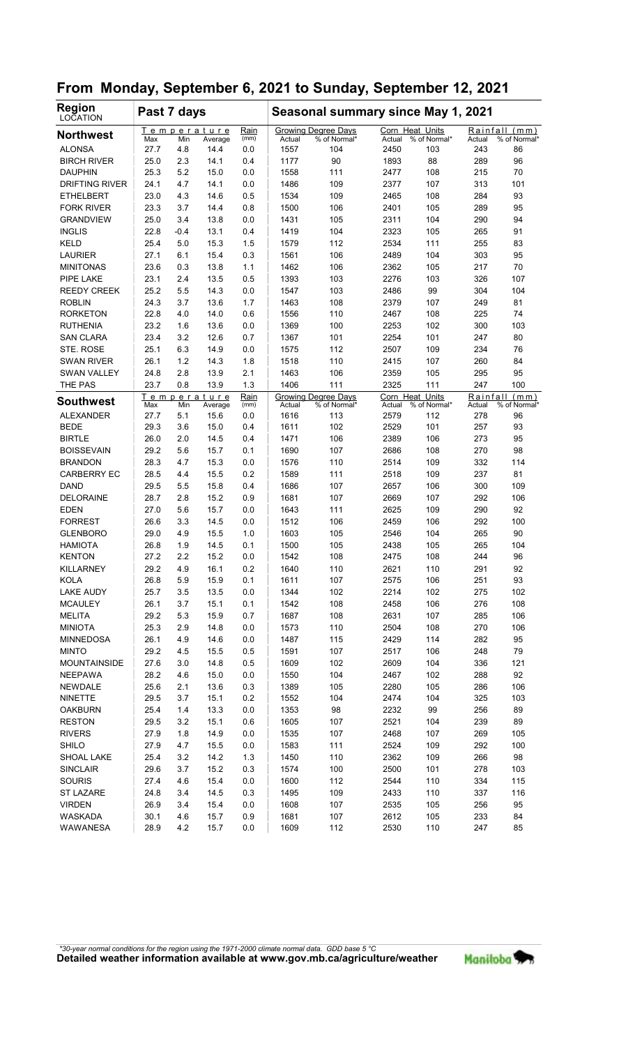# From Monday, September 6, 2021 to Sunday, September 12, 2021

| Region LOCATION | Past 7 days | | | | Seasonal summary since May 1, 2021 | | | | | |
|---|---|---|---|---|---|---|---|---|---|---|
| **Northwest** | Temperature Max | Min | Average | Rain (mm) | Growing Degree Days Actual | % of Normal* | Corn Heat Units Actual | % of Normal* | Rainfall (mm) Actual | % of Normal* |
| ALONSA | 27.7 | 4.8 | 14.4 | 0.0 | 1557 | 104 | 2450 | 103 | 243 | 86 |
| BIRCH RIVER | 25.0 | 2.3 | 14.1 | 0.4 | 1177 | 90 | 1893 | 88 | 289 | 96 |
| DAUPHIN | 25.3 | 5.2 | 15.0 | 0.0 | 1558 | 111 | 2477 | 108 | 215 | 70 |
| DRIFTING RIVER | 24.1 | 4.7 | 14.1 | 0.0 | 1486 | 109 | 2377 | 107 | 313 | 101 |
| ETHELBERT | 23.0 | 4.3 | 14.6 | 0.5 | 1534 | 109 | 2465 | 108 | 284 | 93 |
| FORK RIVER | 23.3 | 3.7 | 14.4 | 0.8 | 1500 | 106 | 2401 | 105 | 289 | 95 |
| GRANDVIEW | 25.0 | 3.4 | 13.8 | 0.0 | 1431 | 105 | 2311 | 104 | 290 | 94 |
| INGLIS | 22.8 | -0.4 | 13.1 | 0.4 | 1419 | 104 | 2323 | 105 | 265 | 91 |
| KELD | 25.4 | 5.0 | 15.3 | 1.5 | 1579 | 112 | 2534 | 111 | 255 | 83 |
| LAURIER | 27.1 | 6.1 | 15.4 | 0.3 | 1561 | 106 | 2489 | 104 | 303 | 95 |
| MINITONAS | 23.6 | 0.3 | 13.8 | 1.1 | 1462 | 106 | 2362 | 105 | 217 | 70 |
| PIPE LAKE | 23.1 | 2.4 | 13.5 | 0.5 | 1393 | 103 | 2276 | 103 | 326 | 107 |
| REEDY CREEK | 25.2 | 5.5 | 14.3 | 0.0 | 1547 | 103 | 2486 | 99 | 304 | 104 |
| ROBLIN | 24.3 | 3.7 | 13.6 | 1.7 | 1463 | 108 | 2379 | 107 | 249 | 81 |
| RORKETON | 22.8 | 4.0 | 14.0 | 0.6 | 1556 | 110 | 2467 | 108 | 225 | 74 |
| RUTHENIA | 23.2 | 1.6 | 13.6 | 0.0 | 1369 | 100 | 2253 | 102 | 300 | 103 |
| SAN CLARA | 23.4 | 3.2 | 12.6 | 0.7 | 1367 | 101 | 2254 | 101 | 247 | 80 |
| STE. ROSE | 25.1 | 6.3 | 14.9 | 0.0 | 1575 | 112 | 2507 | 109 | 234 | 76 |
| SWAN RIVER | 26.1 | 1.2 | 14.3 | 1.8 | 1518 | 110 | 2415 | 107 | 260 | 84 |
| SWAN VALLEY | 24.8 | 2.8 | 13.9 | 2.1 | 1463 | 106 | 2359 | 105 | 295 | 95 |
| THE PAS | 23.7 | 0.8 | 13.9 | 1.3 | 1406 | 111 | 2325 | 111 | 247 | 100 |
| **Southwest** | Temperature Max | Min | Average | Rain (mm) | Growing Degree Days Actual | % of Normal* | Corn Heat Units Actual | % of Normal* | Rainfall (mm) Actual | % of Normal* |
| ALEXANDER | 27.7 | 5.1 | 15.6 | 0.0 | 1616 | 113 | 2579 | 112 | 278 | 96 |
| BEDE | 29.3 | 3.6 | 15.0 | 0.4 | 1611 | 102 | 2529 | 101 | 257 | 93 |
| BIRTLE | 26.0 | 2.0 | 14.5 | 0.4 | 1471 | 106 | 2389 | 106 | 273 | 95 |
| BOISSEVAIN | 29.2 | 5.6 | 15.7 | 0.1 | 1690 | 107 | 2686 | 108 | 270 | 98 |
| BRANDON | 28.3 | 4.7 | 15.3 | 0.0 | 1576 | 110 | 2514 | 109 | 332 | 114 |
| CARBERRY EC | 28.5 | 4.4 | 15.5 | 0.2 | 1589 | 111 | 2518 | 109 | 237 | 81 |
| DAND | 29.5 | 5.5 | 15.8 | 0.4 | 1686 | 107 | 2657 | 106 | 300 | 109 |
| DELORAINE | 28.7 | 2.8 | 15.2 | 0.9 | 1681 | 107 | 2669 | 107 | 292 | 106 |
| EDEN | 27.0 | 5.6 | 15.7 | 0.0 | 1643 | 111 | 2625 | 109 | 290 | 92 |
| FORREST | 26.6 | 3.3 | 14.5 | 0.0 | 1512 | 106 | 2459 | 106 | 292 | 100 |
| GLENBORO | 29.0 | 4.9 | 15.5 | 1.0 | 1603 | 105 | 2546 | 104 | 265 | 90 |
| HAMIOTA | 26.8 | 1.9 | 14.5 | 0.1 | 1500 | 105 | 2438 | 105 | 265 | 104 |
| KENTON | 27.2 | 2.2 | 15.2 | 0.0 | 1542 | 108 | 2475 | 108 | 244 | 96 |
| KILLARNEY | 29.2 | 4.9 | 16.1 | 0.2 | 1640 | 110 | 2621 | 110 | 291 | 92 |
| KOLA | 26.8 | 5.9 | 15.9 | 0.1 | 1611 | 107 | 2575 | 106 | 251 | 93 |
| LAKE AUDY | 25.7 | 3.5 | 13.5 | 0.0 | 1344 | 102 | 2214 | 102 | 275 | 102 |
| MCAULEY | 26.1 | 3.7 | 15.1 | 0.1 | 1542 | 108 | 2458 | 106 | 276 | 108 |
| MELITA | 29.2 | 5.3 | 15.9 | 0.7 | 1687 | 108 | 2631 | 107 | 285 | 106 |
| MINIOTA | 25.3 | 2.9 | 14.8 | 0.0 | 1573 | 110 | 2504 | 108 | 270 | 106 |
| MINNEDOSA | 26.1 | 4.9 | 14.6 | 0.0 | 1487 | 115 | 2429 | 114 | 282 | 95 |
| MINTO | 29.2 | 4.5 | 15.5 | 0.5 | 1591 | 107 | 2517 | 106 | 248 | 79 |
| MOUNTAINSIDE | 27.6 | 3.0 | 14.8 | 0.5 | 1609 | 102 | 2609 | 104 | 336 | 121 |
| NEEPAWA | 28.2 | 4.6 | 15.0 | 0.0 | 1550 | 104 | 2467 | 102 | 288 | 92 |
| NEWDALE | 25.6 | 2.1 | 13.6 | 0.3 | 1389 | 105 | 2280 | 105 | 286 | 106 |
| NINETTE | 29.5 | 3.7 | 15.1 | 0.2 | 1552 | 104 | 2474 | 104 | 325 | 103 |
| OAKBURN | 25.4 | 1.4 | 13.3 | 0.0 | 1353 | 98 | 2232 | 99 | 256 | 89 |
| RESTON | 29.5 | 3.2 | 15.1 | 0.6 | 1605 | 107 | 2521 | 104 | 239 | 89 |
| RIVERS | 27.9 | 1.8 | 14.9 | 0.0 | 1535 | 107 | 2468 | 107 | 269 | 105 |
| SHILO | 27.9 | 4.7 | 15.5 | 0.0 | 1583 | 111 | 2524 | 109 | 292 | 100 |
| SHOAL LAKE | 25.4 | 3.2 | 14.2 | 1.3 | 1450 | 110 | 2362 | 109 | 266 | 98 |
| SINCLAIR | 29.6 | 3.7 | 15.2 | 0.3 | 1574 | 100 | 2500 | 101 | 278 | 103 |
| SOURIS | 27.4 | 4.6 | 15.4 | 0.0 | 1600 | 112 | 2544 | 110 | 334 | 115 |
| ST LAZARE | 24.8 | 3.4 | 14.5 | 0.3 | 1495 | 109 | 2433 | 110 | 337 | 116 |
| VIRDEN | 26.9 | 3.4 | 15.4 | 0.0 | 1608 | 107 | 2535 | 105 | 256 | 95 |
| WASKADA | 30.1 | 4.6 | 15.7 | 0.9 | 1681 | 107 | 2612 | 105 | 233 | 84 |
| WAWANESA | 28.9 | 4.2 | 15.7 | 0.0 | 1609 | 112 | 2530 | 110 | 247 | 85 |

*30-year normal conditions for the region using the 1971-2000 climate normal data. GDD base 5 °C

**Detailed weather information available at www.gov.mb.ca/agriculture/weather**

Manitoba